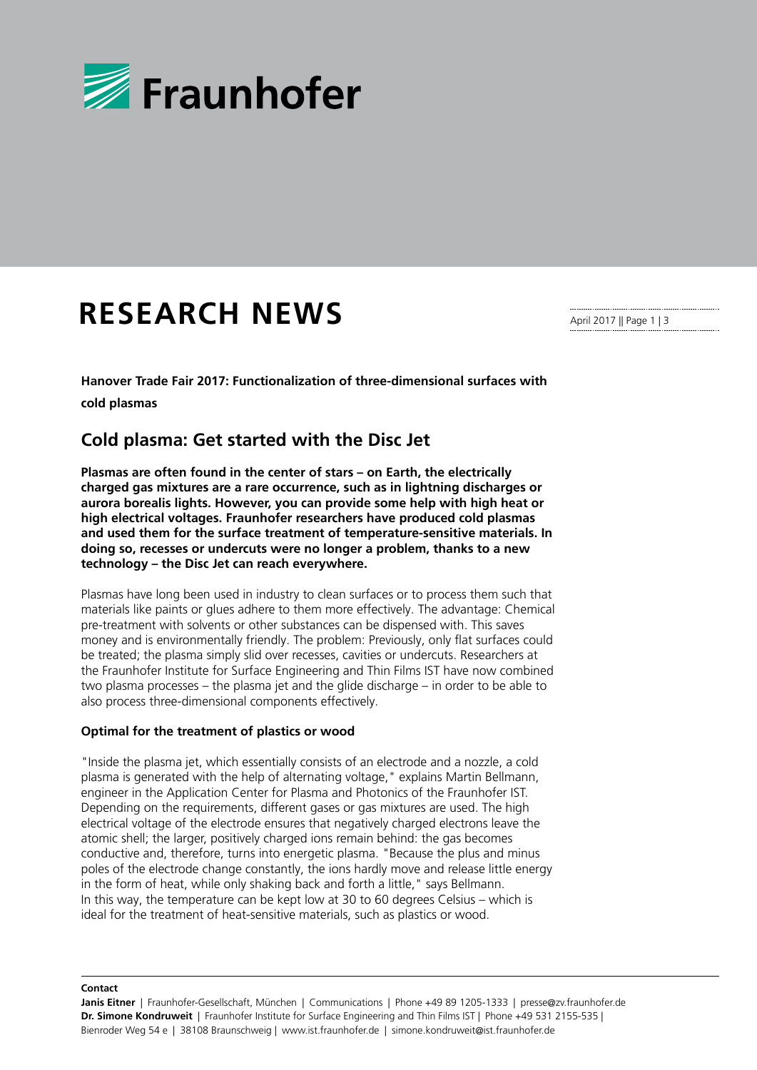# RESEARCH NEWS

**Hanover Trade Fair 2017: Functionalization of three-dimensional surfaces with cold plasmas**

## Cold plasma: Get started with the Disc Jet

**Plasmas are often found in the center of stars – on Earth, the electrically charged gas mixtures are a rare occurrence, such as in lightning discharges or aurora borealis lights. However, you can provide some help with high heat or high electrical voltages. Fraunhofer researchers have produced cold plasmas and used them for the surface treatment of temperature-sensitive materials. In doing so, recesses or undercuts were no longer a problem, thanks to a new technology – the Disc Jet can reach everywhere.**

Plasmas have long been used in industry to clean surfaces or to process them such that materials like paints or glues adhere to them more effectively. The advantage: Chemical pre-treatment with solvents or other substances can be dispensed with. This saves money and is environmentally friendly. The problem: Previously, only flat surfaces could be treated; the plasma simply slid over recesses, cavities or undercuts. Researchers at the Fraunhofer Institute for Surface Engineering and Thin Films IST have now combined two plasma processes – the plasma jet and the glide discharge – in order to be able to also process three-dimensional components effectively.

### Optimal for the treatment of plastics or wood

"Inside the plasma jet, which essentially consists of an electrode and a nozzle, a cold plasma is generated with the help of alternating voltage," explains Martin Bellmann, engineer in the Application Center for Plasma and Photonics of the Fraunhofer IST. Depending on the requirements, different gases or gas mixtures are used. The high electrical voltage of the electrode ensures that negatively charged electrons leave the atomic shell; the larger, positively charged ions remain behind: the gas becomes conductive and, therefore, turns into energetic plasma. "Because the plus and minus poles of the electrode change constantly, the ions hardly move and release little energy in the form of heat, while only shaking back and forth a little," says Bellmann. In this way, the temperature can be kept low at 30 to 60 degrees Celsius – which is ideal for the treatment of heat-sensitive materials, such as plastics or wood.

**Contact**

**Janis Eitner** | Fraunhofer-Gesellschaft, München | Communications | Phone +49 89 1205-1333 | presse@zv.fraunhofer.de
**Dr. Simone Kondruweit** | Fraunhofer Institute for Surface Engineering and Thin Films IST | Phone +49 531 2155-535 | Bienroder Weg 54 e | 38108 Braunschweig | www.ist.fraunhofer.de | simone.kondruweit@ist.fraunhofer.de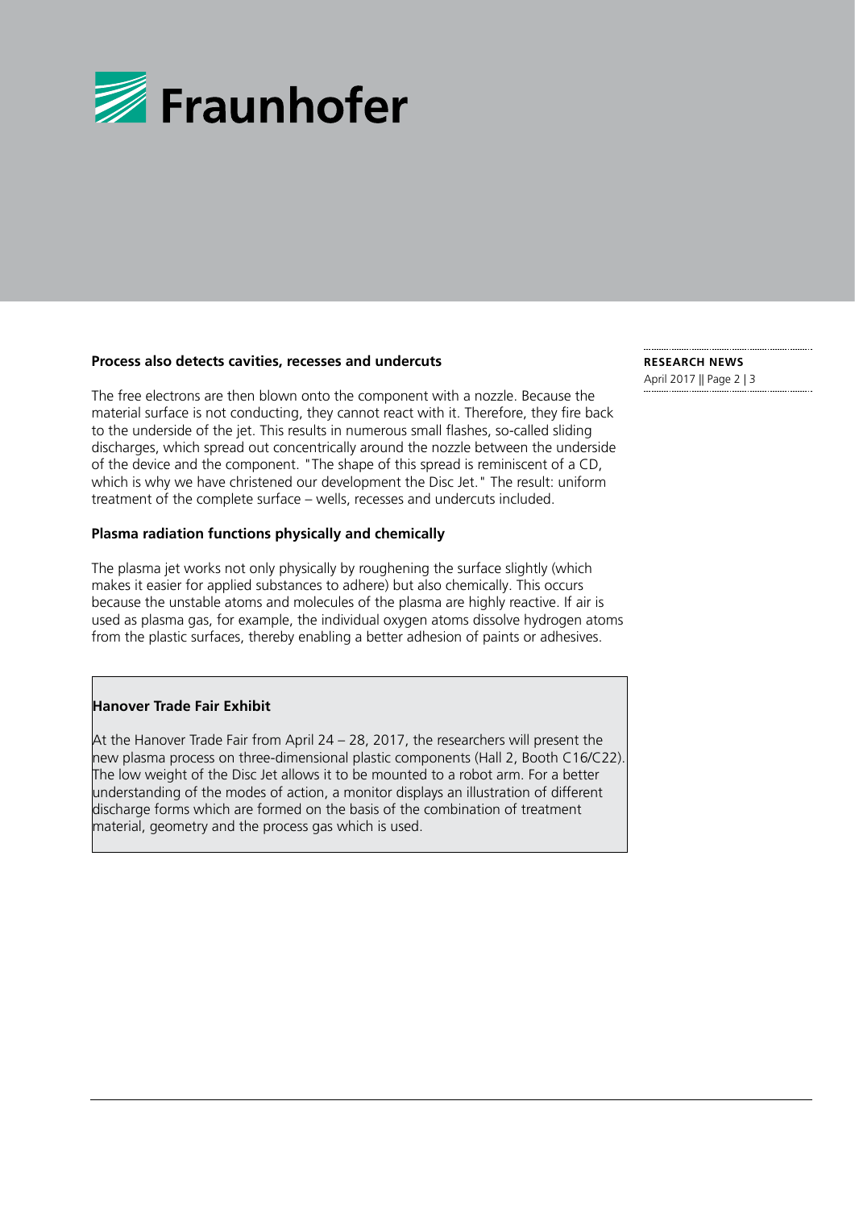### Process also detects cavities, recesses and undercuts

The free electrons are then blown onto the component with a nozzle. Because the material surface is not conducting, they cannot react with it. Therefore, they fire back to the underside of the jet. This results in numerous small flashes, so-called sliding discharges, which spread out concentrically around the nozzle between the underside of the device and the component. "The shape of this spread is reminiscent of a CD, which is why we have christened our development the Disc Jet." The result: uniform treatment of the complete surface – wells, recesses and undercuts included.

### Plasma radiation functions physically and chemically

The plasma jet works not only physically by roughening the surface slightly (which makes it easier for applied substances to adhere) but also chemically. This occurs because the unstable atoms and molecules of the plasma are highly reactive. If air is used as plasma gas, for example, the individual oxygen atoms dissolve hydrogen atoms from the plastic surfaces, thereby enabling a better adhesion of paints or adhesives.

### Hanover Trade Fair Exhibit

At the Hanover Trade Fair from April 24 – 28, 2017, the researchers will present the new plasma process on three-dimensional plastic components (Hall 2, Booth C16/C22). The low weight of the Disc Jet allows it to be mounted to a robot arm. For a better understanding of the modes of action, a monitor displays an illustration of different discharge forms which are formed on the basis of the combination of treatment material, geometry and the process gas which is used.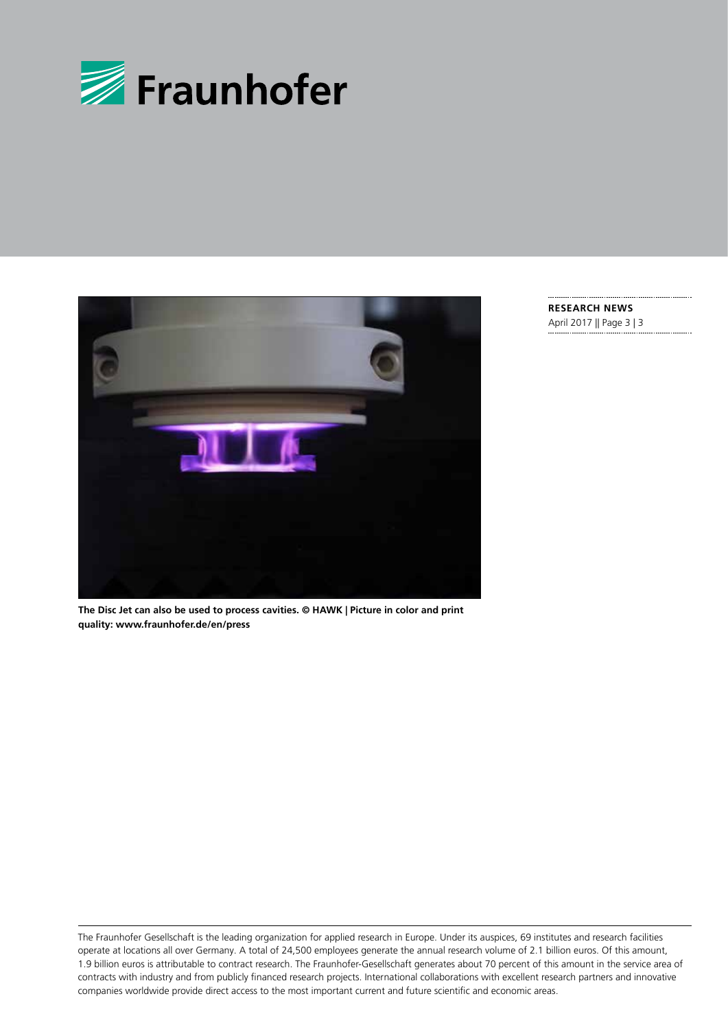**The Disc Jet can also be used to process cavities. © HAWK | Picture in color and print quality: www.fraunhofer.de/en/press**

The Fraunhofer Gesellschaft is the leading organization for applied research in Europe. Under its auspices, 69 institutes and research facilities operate at locations all over Germany. A total of 24,500 employees generate the annual research volume of 2.1 billion euros. Of this amount, 1.9 billion euros is attributable to contract research. The Fraunhofer-Gesellschaft generates about 70 percent of this amount in the service area of contracts with industry and from publicly financed research projects. International collaborations with excellent research partners and innovative companies worldwide provide direct access to the most important current and future scientific and economic areas.